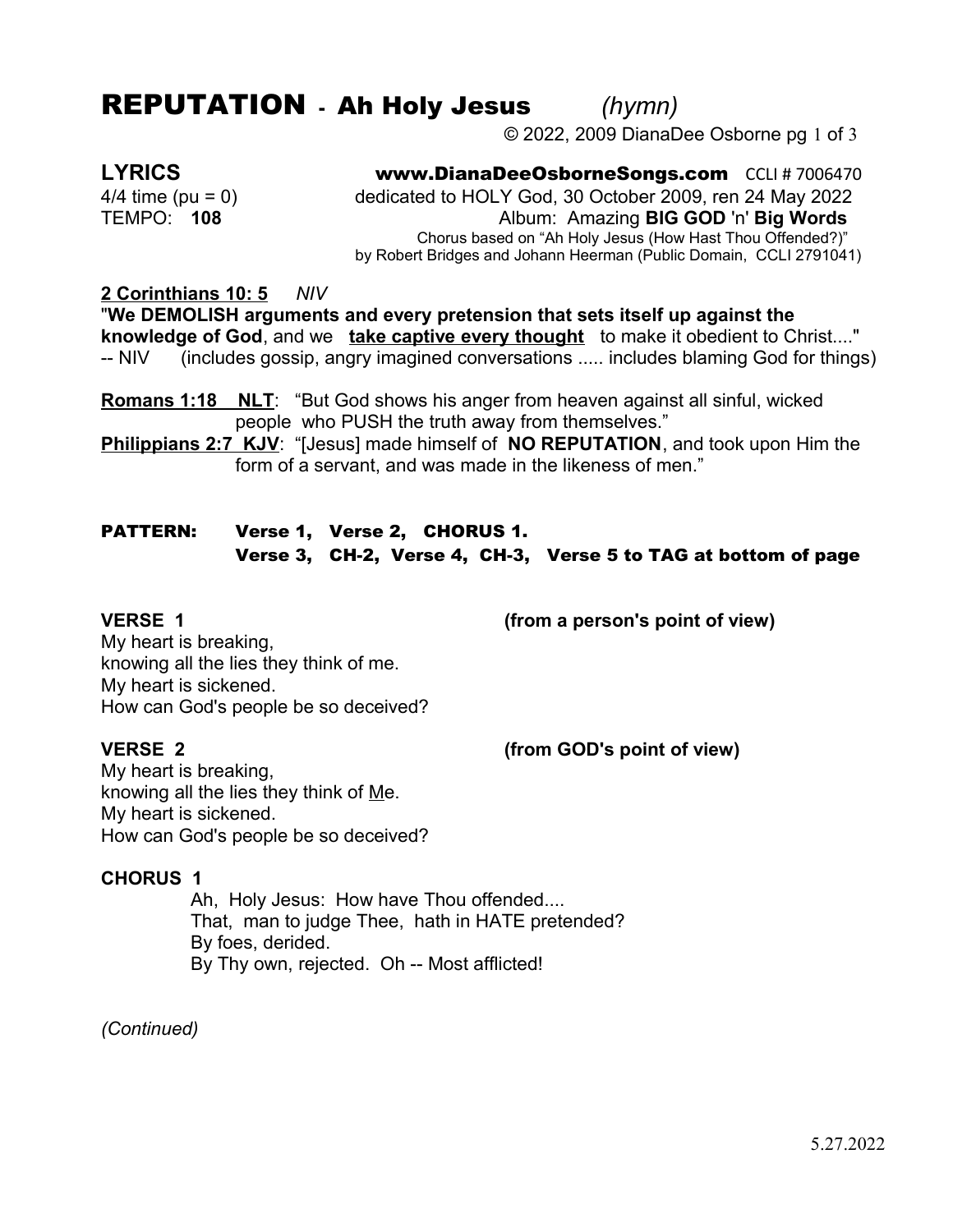# REPUTATION - Ah Holy Jesus *(hymn)*

© 2022, 2009 DianaDee Osborne pg 1 of 3

**LYRICS** **www.DianaDeeOsborneSongs.com** CCLI # 7006470

4/4 time (pu = 0) dedicated to HOLY God, 30 October 2009, ren 24 May 2022

TEMPO: **108** Album: Amazing **BIG GOD** 'n' **Big Words**

Chorus based on "Ah Holy Jesus (How Hast Thou Offended?)" by Robert Bridges and Johann Heerman (Public Domain, CCLI 2791041)

**2 Corinthians 10: 5** *NIV*

"**We DEMOLISH arguments and every pretension that sets itself up against the knowledge of God**, and we **take captive every thought** to make it obedient to Christ...." -- NIV (includes gossip, angry imagined conversations ..... includes blaming God for things)

**Romans 1:18 NLT**: "But God shows his anger from heaven against all sinful, wicked people who PUSH the truth away from themselves."

**Philippians 2:7 KJV**: "[Jesus] made himself of **NO REPUTATION**, and took upon Him the form of a servant, and was made in the likeness of men."

**PATTERN: Verse 1, Verse 2, CHORUS 1.**
**Verse 3, CH-2, Verse 4, CH-3, Verse 5 to TAG at bottom of page**

**VERSE 1** **(from a person's point of view)**

My heart is breaking,
knowing all the lies they think of me.
My heart is sickened.
How can God's people be so deceived?

**VERSE 2** **(from GOD's point of view)**

My heart is breaking,
knowing all the lies they think of Me.
My heart is sickened.
How can God's people be so deceived?

**CHORUS 1**

Ah, Holy Jesus: How have Thou offended....
That, man to judge Thee, hath in HATE pretended?
By foes, derided.
By Thy own, rejected. Oh -- Most afflicted!

*(Continued)*

5.27.2022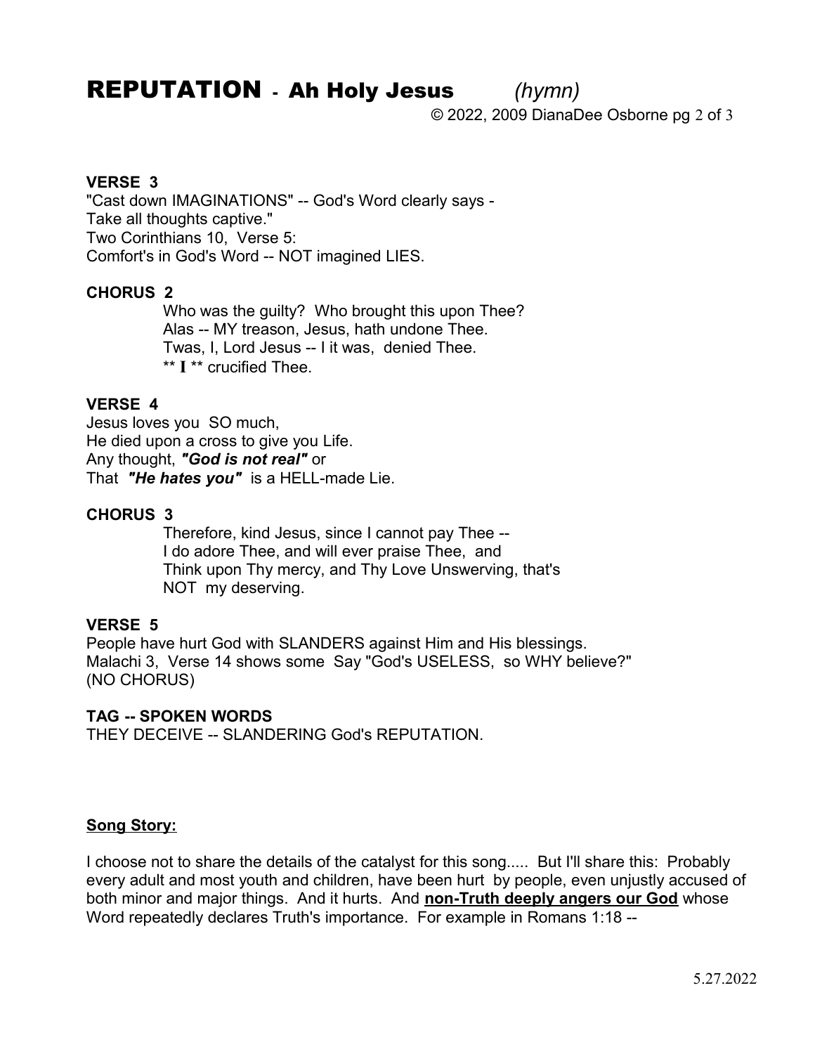# REPUTATION - Ah Holy Jesus *(hymn)*

© 2022, 2009 DianaDee Osborne

**VERSE 3**
"Cast down IMAGINATIONS" -- God's Word clearly says -
Take all thoughts captive."
Two Corinthians 10, Verse 5:
Comfort's in God's Word -- NOT imagined LIES.

**CHORUS 2**
> Who was the guilty? Who brought this upon Thee?
> Alas -- MY treason, Jesus, hath undone Thee.
> Twas, I, Lord Jesus -- I it was, denied Thee.
> ** **I** ** crucified Thee.

**VERSE 4**
Jesus loves you SO much,
He died upon a cross to give you Life.
Any thought, ***"God is not real"*** or
That ***"He hates you"*** is a HELL-made Lie.

**CHORUS 3**
> Therefore, kind Jesus, since I cannot pay Thee --
> I do adore Thee, and will ever praise Thee, and
> Think upon Thy mercy, and Thy Love Unswerving, that's
> NOT my deserving.

**VERSE 5**
People have hurt God with SLANDERS against Him and His blessings.
Malachi 3, Verse 14 shows some Say "God's USELESS, so WHY believe?"
(NO CHORUS)

**TAG -- SPOKEN WORDS**
THEY DECEIVE -- SLANDERING God's REPUTATION.

<u>**Song Story:**</u>

I choose not to share the details of the catalyst for this song..... But I'll share this: Probably every adult and most youth and children, have been hurt by people, even unjustly accused of both minor and major things. And it hurts. And <u>**non-Truth deeply angers our God**</u> whose Word repeatedly declares Truth's importance. For example in Romans 1:18 --

5.27.2022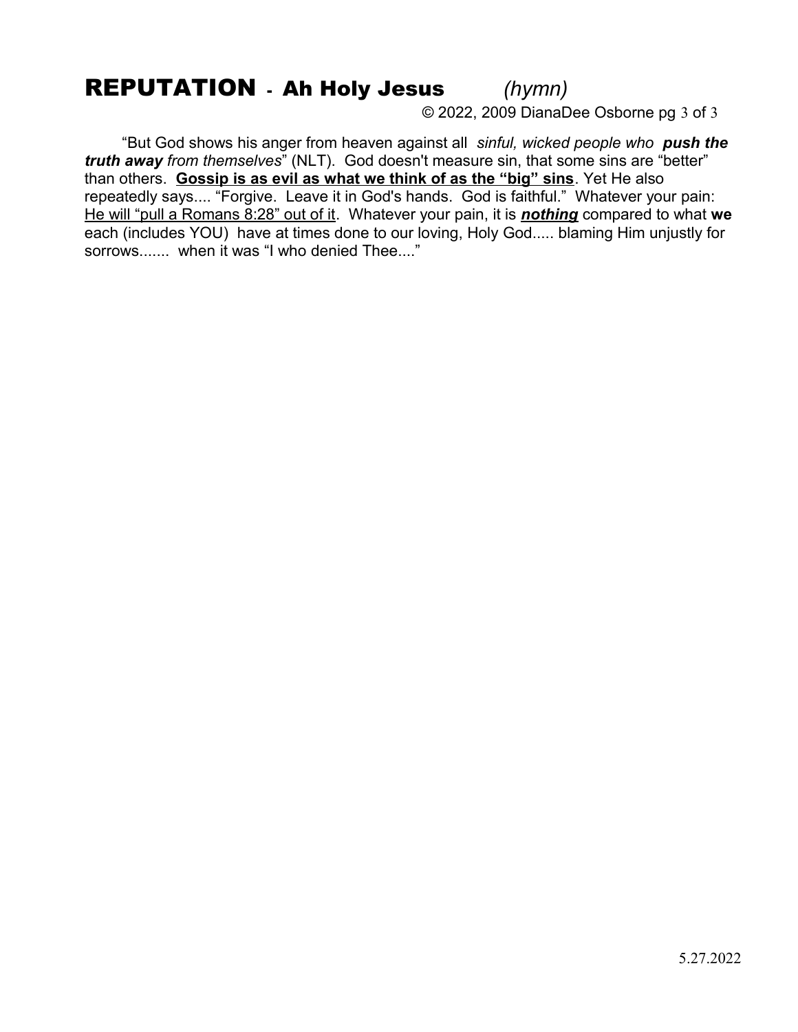# REPUTATION - Ah Holy Jesus *(hymn)*

© 2022, 2009 DianaDee Osborne

"But God shows his anger from heaven against all *sinful, wicked people who **push the truth away** from themselves*" (NLT). God doesn't measure sin, that some sins are "better" than others. <u>**Gossip is as evil as what we think of as the "big" sins**</u>. Yet He also repeatedly says.... "Forgive. Leave it in God's hands. God is faithful." Whatever your pain: <u>He will "pull a Romans 8:28" out of it</u>. Whatever your pain, it is <u>***nothing***</u> compared to what **we** each (includes YOU) have at times done to our loving, Holy God..... blaming Him unjustly for sorrows....... when it was "I who denied Thee...."

5.27.2022